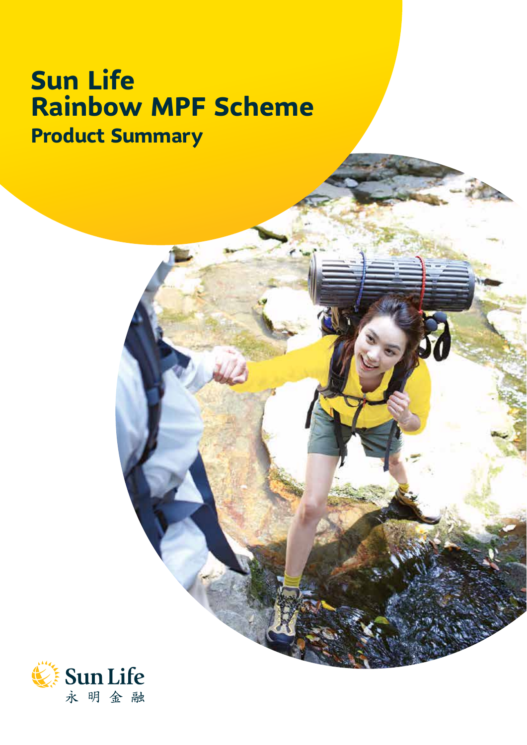# Sun Life Rainbow MPF Scheme

## Product Summary

Sun Life
永明金融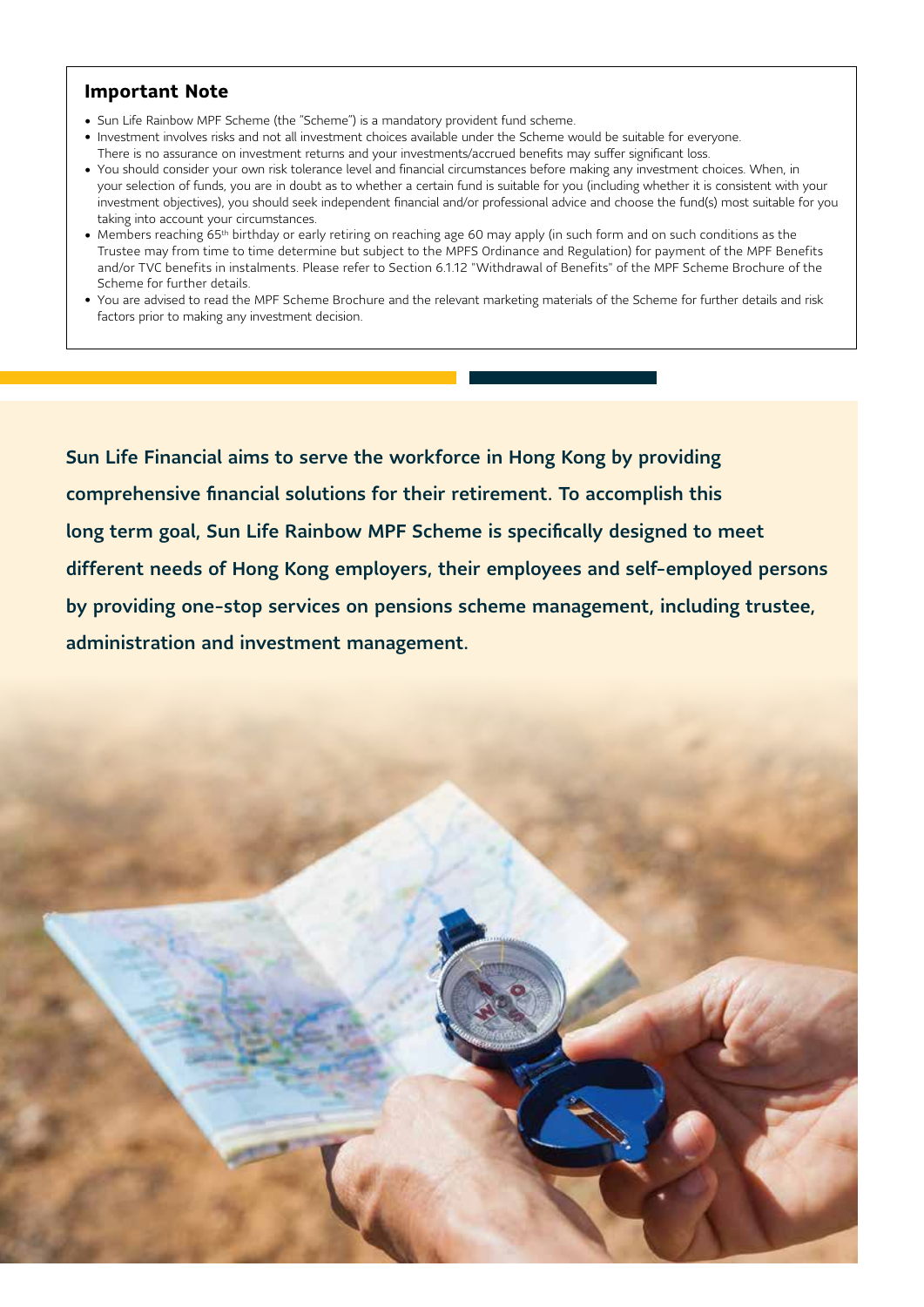## Important Note

- Sun Life Rainbow MPF Scheme (the "Scheme") is a mandatory provident fund scheme.
- Investment involves risks and not all investment choices available under the Scheme would be suitable for everyone. There is no assurance on investment returns and your investments/accrued benefits may suffer significant loss.
- You should consider your own risk tolerance level and financial circumstances before making any investment choices. When, in your selection of funds, you are in doubt as to whether a certain fund is suitable for you (including whether it is consistent with your investment objectives), you should seek independent financial and/or professional advice and choose the fund(s) most suitable for you taking into account your circumstances.
- Members reaching 65th birthday or early retiring on reaching age 60 may apply (in such form and on such conditions as the Trustee may from time to time determine but subject to the MPFS Ordinance and Regulation) for payment of the MPF Benefits and/or TVC benefits in instalments. Please refer to Section 6.1.12 "Withdrawal of Benefits" of the MPF Scheme Brochure of the Scheme for further details.
- You are advised to read the MPF Scheme Brochure and the relevant marketing materials of the Scheme for further details and risk factors prior to making any investment decision.

**Sun Life Financial aims to serve the workforce in Hong Kong by providing comprehensive financial solutions for their retirement. To accomplish this long term goal, Sun Life Rainbow MPF Scheme is specifically designed to meet different needs of Hong Kong employers, their employees and self-employed persons by providing one-stop services on pensions scheme management, including trustee, administration and investment management.**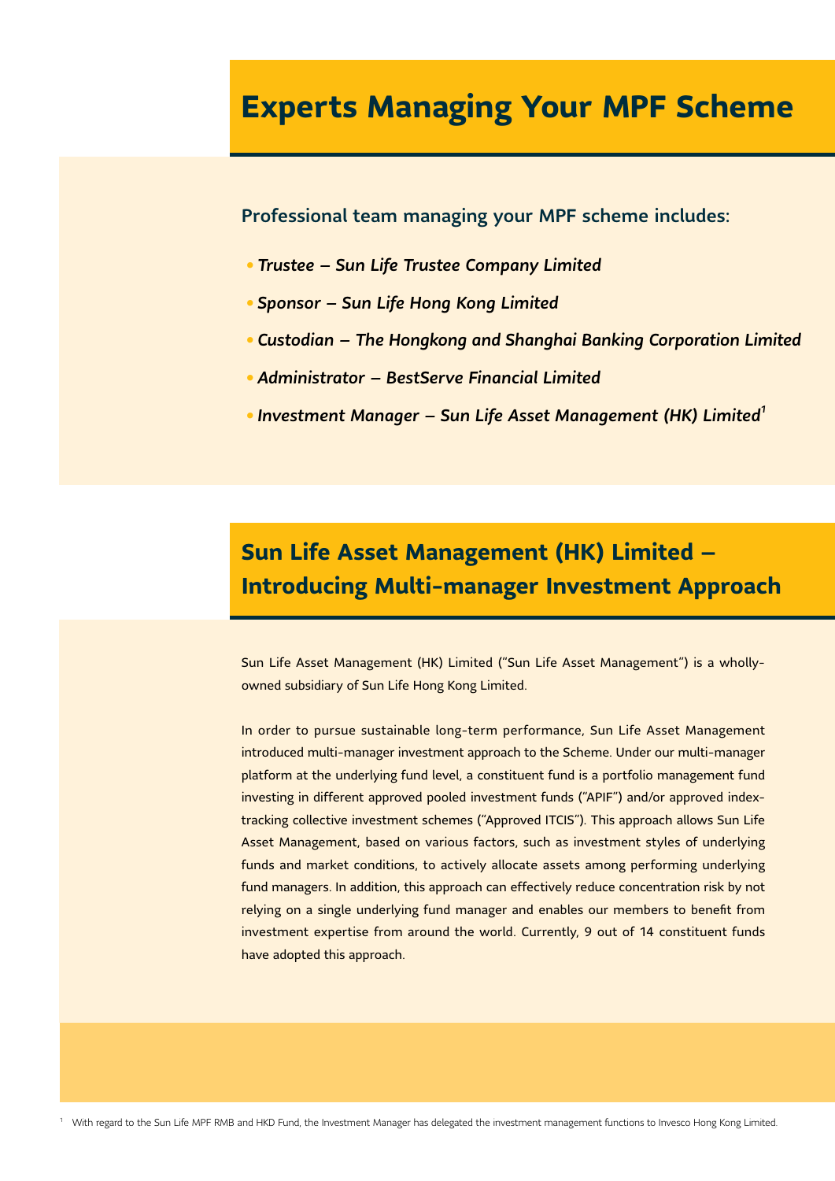# Experts Managing Your MPF Scheme

### Professional team managing your MPF scheme includes:

- ***Trustee – Sun Life Trustee Company Limited***
- ***Sponsor – Sun Life Hong Kong Limited***
- ***Custodian – The Hongkong and Shanghai Banking Corporation Limited***
- ***Administrator – BestServe Financial Limited***
- ***Investment Manager – Sun Life Asset Management (HK) Limited***[1]

# Sun Life Asset Management (HK) Limited – Introducing Multi-manager Investment Approach

Sun Life Asset Management (HK) Limited ("Sun Life Asset Management") is a wholly-owned subsidiary of Sun Life Hong Kong Limited.

In order to pursue sustainable long-term performance, Sun Life Asset Management introduced multi-manager investment approach to the Scheme. Under our multi-manager platform at the underlying fund level, a constituent fund is a portfolio management fund investing in different approved pooled investment funds ("APIF") and/or approved index-tracking collective investment schemes ("Approved ITCIS"). This approach allows Sun Life Asset Management, based on various factors, such as investment styles of underlying funds and market conditions, to actively allocate assets among performing underlying fund managers. In addition, this approach can effectively reduce concentration risk by not relying on a single underlying fund manager and enables our members to benefit from investment expertise from around the world. Currently, 9 out of 14 constituent funds have adopted this approach.

[1] With regard to the Sun Life MPF RMB and HKD Fund, the Investment Manager has delegated the investment management functions to Invesco Hong Kong Limited.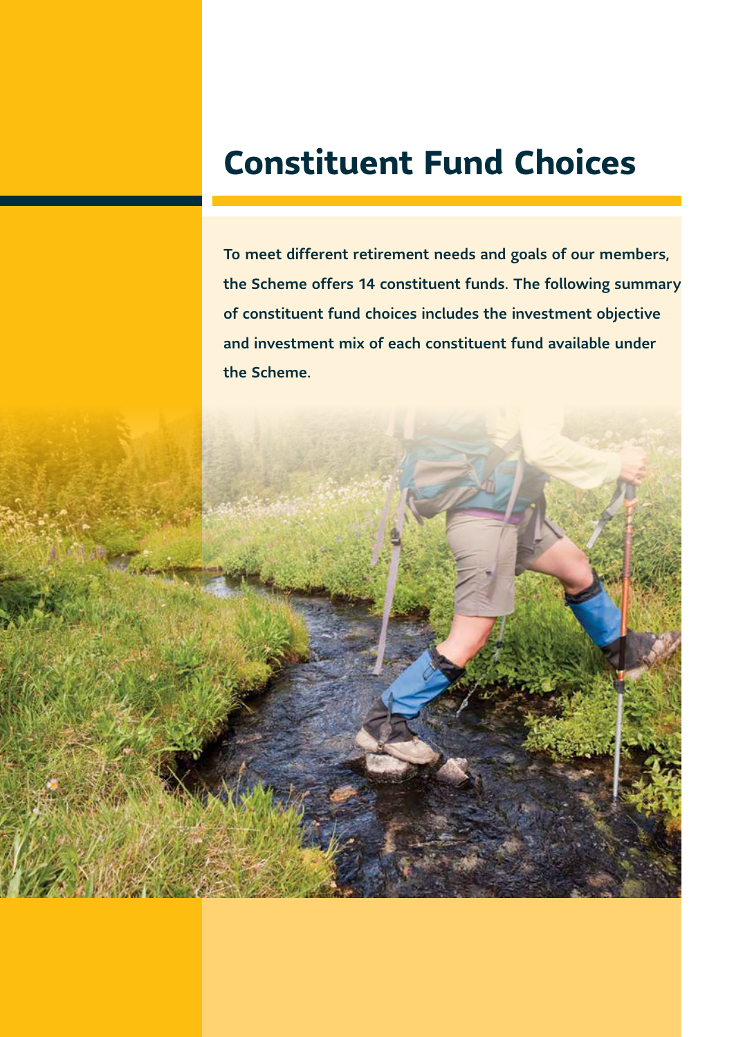# Constituent Fund Choices

To meet different retirement needs and goals of our members, the Scheme offers 14 constituent funds. The following summary of constituent fund choices includes the investment objective and investment mix of each constituent fund available under the Scheme.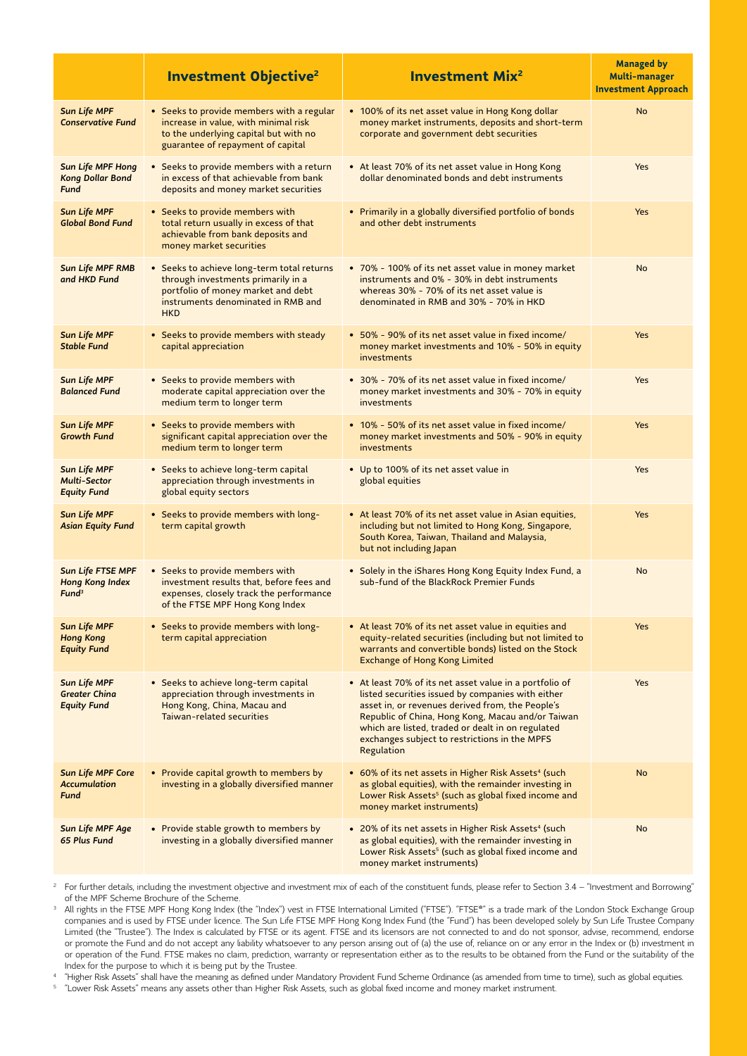| | Investment Objective[2] | Investment Mix[2] | Managed by Multi-manager Investment Approach |
|---|---|---|---|
| *Sun Life MPF Conservative Fund* | • Seeks to provide members with a regular increase in value, with minimal risk to the underlying capital but with no guarantee of repayment of capital | • 100% of its net asset value in Hong Kong dollar money market instruments, deposits and short-term corporate and government debt securities | No |
| *Sun Life MPF Hong Kong Dollar Bond Fund* | • Seeks to provide members with a return in excess of that achievable from bank deposits and money market securities | • At least 70% of its net asset value in Hong Kong dollar denominated bonds and debt instruments | Yes |
| *Sun Life MPF Global Bond Fund* | • Seeks to provide members with total return usually in excess of that achievable from bank deposits and money market securities | • Primarily in a globally diversified portfolio of bonds and other debt instruments | Yes |
| *Sun Life MPF RMB and HKD Fund* | • Seeks to achieve long-term total returns through investments primarily in a portfolio of money market and debt instruments denominated in RMB and HKD | • 70% - 100% of its net asset value in money market instruments and 0% - 30% in debt instruments whereas 30% - 70% of its net asset value is denominated in RMB and 30% - 70% in HKD | No |
| *Sun Life MPF Stable Fund* | • Seeks to provide members with steady capital appreciation | • 50% - 90% of its net asset value in fixed income/ money market investments and 10% - 50% in equity investments | Yes |
| *Sun Life MPF Balanced Fund* | • Seeks to provide members with moderate capital appreciation over the medium term to longer term | • 30% - 70% of its net asset value in fixed income/ money market investments and 30% - 70% in equity investments | Yes |
| *Sun Life MPF Growth Fund* | • Seeks to provide members with significant capital appreciation over the medium term to longer term | • 10% - 50% of its net asset value in fixed income/ money market investments and 50% - 90% in equity investments | Yes |
| *Sun Life MPF Multi-Sector Equity Fund* | • Seeks to achieve long-term capital appreciation through investments in global equity sectors | • Up to 100% of its net asset value in global equities | Yes |
| *Sun Life MPF Asian Equity Fund* | • Seeks to provide members with long-term capital growth | • At least 70% of its net asset value in Asian equities, including but not limited to Hong Kong, Singapore, South Korea, Taiwan, Thailand and Malaysia, but not including Japan | Yes |
| *Sun Life FTSE MPF Hong Kong Index Fund[3]* | • Seeks to provide members with investment results that, before fees and expenses, closely track the performance of the FTSE MPF Hong Kong Index | • Solely in the iShares Hong Kong Equity Index Fund, a sub-fund of the BlackRock Premier Funds | No |
| *Sun Life MPF Hong Kong Equity Fund* | • Seeks to provide members with long-term capital appreciation | • At least 70% of its net asset value in equities and equity-related securities (including but not limited to warrants and convertible bonds) listed on the Stock Exchange of Hong Kong Limited | Yes |
| *Sun Life MPF Greater China Equity Fund* | • Seeks to achieve long-term capital appreciation through investments in Hong Kong, China, Macau and Taiwan-related securities | • At least 70% of its net asset value in a portfolio of listed securities issued by companies with either asset in, or revenues derived from, the People's Republic of China, Hong Kong, Macau and/or Taiwan which are listed, traded or dealt in on regulated exchanges subject to restrictions in the MPFS Regulation | Yes |
| *Sun Life MPF Core Accumulation Fund* | • Provide capital growth to members by investing in a globally diversified manner | • 60% of its net assets in Higher Risk Assets[4] (such as global equities), with the remainder investing in Lower Risk Assets[5] (such as global fixed income and money market instruments) | No |
| *Sun Life MPF Age 65 Plus Fund* | • Provide stable growth to members by investing in a globally diversified manner | • 20% of its net assets in Higher Risk Assets[4] (such as global equities), with the remainder investing in Lower Risk Assets[5] (such as global fixed income and money market instruments) | No |

[2] For further details, including the investment objective and investment mix of each of the constituent funds, please refer to Section 3.4 – "Investment and Borrowing" of the MPF Scheme Brochure of the Scheme.

[3] All rights in the FTSE MPF Hong Kong Index (the "Index") vest in FTSE International Limited ("FTSE"). "FTSE®" is a trade mark of the London Stock Exchange Group companies and is used by FTSE under licence. The Sun Life FTSE MPF Hong Kong Index Fund (the "Fund") has been developed solely by Sun Life Trustee Company Limited (the "Trustee"). The Index is calculated by FTSE or its agent. FTSE and its licensors are not connected to and do not sponsor, advise, recommend, endorse or promote the Fund and do not accept any liability whatsoever to any person arising out of (a) the use of, reliance on or any error in the Index or (b) investment in or operation of the Fund. FTSE makes no claim, prediction, warranty or representation either as to the results to be obtained from the Fund or the suitability of the Index for the purpose to which it is being put by the Trustee.

[4] "Higher Risk Assets" shall have the meaning as defined under Mandatory Provident Fund Scheme Ordinance (as amended from time to time), such as global equities.

[5] "Lower Risk Assets" means any assets other than Higher Risk Assets, such as global fixed income and money market instrument.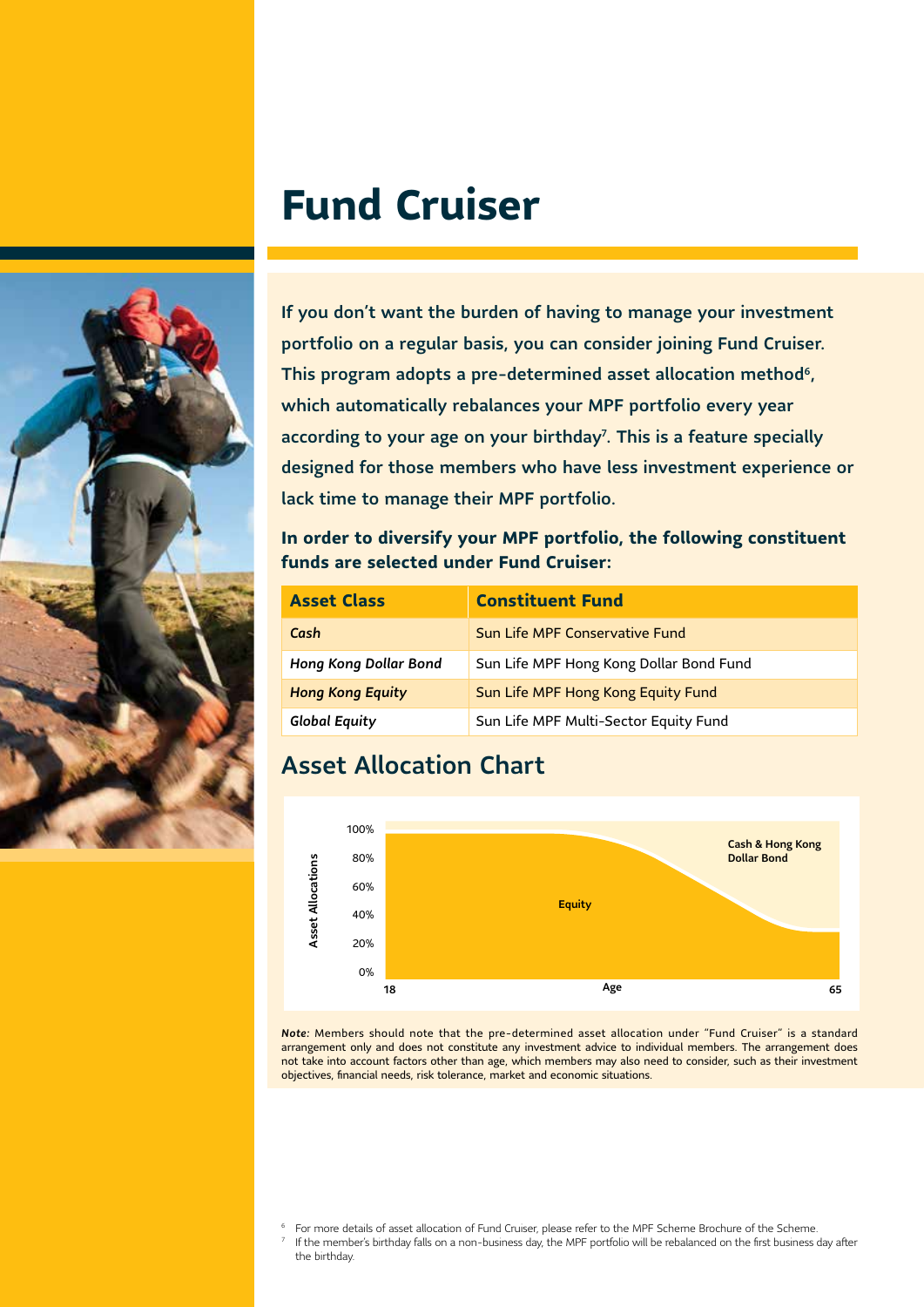# Fund Cruiser

**If you don't want the burden of having to manage your investment portfolio on a regular basis, you can consider joining Fund Cruiser. This program adopts a pre-determined asset allocation method[6], which automatically rebalances your MPF portfolio every year according to your age on your birthday[7]. This is a feature specially designed for those members who have less investment experience or lack time to manage their MPF portfolio.**

**In order to diversify your MPF portfolio, the following constituent funds are selected under Fund Cruiser:**

| Asset Class | Constituent Fund |
|---|---|
| *Cash* | Sun Life MPF Conservative Fund |
| *Hong Kong Dollar Bond* | Sun Life MPF Hong Kong Dollar Bond Fund |
| *Hong Kong Equity* | Sun Life MPF Hong Kong Equity Fund |
| *Global Equity* | Sun Life MPF Multi-Sector Equity Fund |

## Asset Allocation Chart

Asset Allocations: 0%, 20%, 40%, 60%, 80%, 100%

Equity

Cash & Hong Kong Dollar Bond

Age: 18 – 65

***Note:*** Members should note that the pre-determined asset allocation under "Fund Cruiser" is a standard arrangement only and does not constitute any investment advice to individual members. The arrangement does not take into account factors other than age, which members may also need to consider, such as their investment objectives, financial needs, risk tolerance, market and economic situations.

[6] For more details of asset allocation of Fund Cruiser, please refer to the MPF Scheme Brochure of the Scheme.

[7] If the member's birthday falls on a non-business day, the MPF portfolio will be rebalanced on the first business day after the birthday.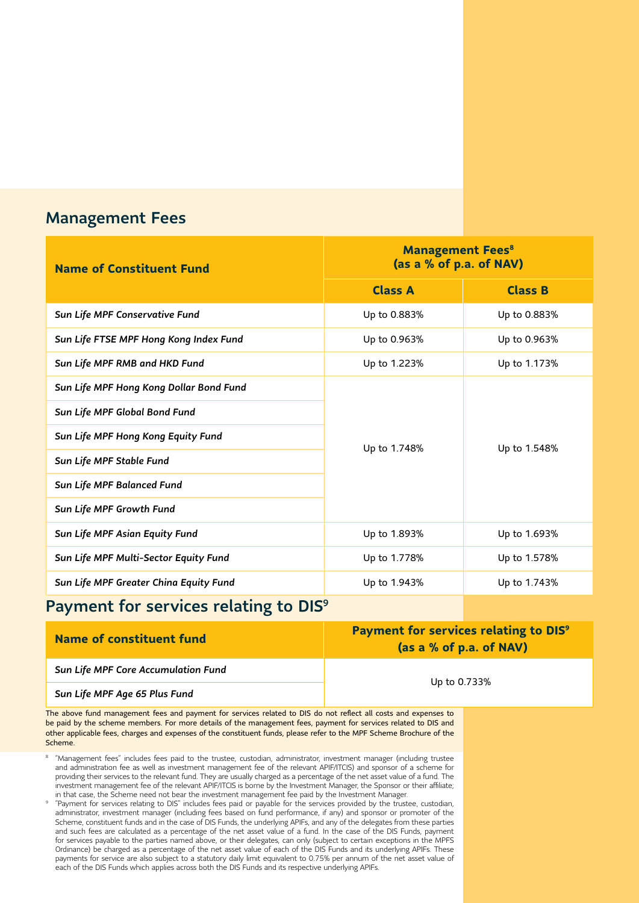## Management Fees

| Name of Constituent Fund | Management Fees[8] (as a % of p.a. of NAV) | |
|---|---|---|
| | Class A | Class B |
| *Sun Life MPF Conservative Fund* | Up to 0.883% | Up to 0.883% |
| *Sun Life FTSE MPF Hong Kong Index Fund* | Up to 0.963% | Up to 0.963% |
| *Sun Life MPF RMB and HKD Fund* | Up to 1.223% | Up to 1.173% |
| *Sun Life MPF Hong Kong Dollar Bond Fund* | Up to 1.748% | Up to 1.548% |
| *Sun Life MPF Global Bond Fund* | Up to 1.748% | Up to 1.548% |
| *Sun Life MPF Hong Kong Equity Fund* | Up to 1.748% | Up to 1.548% |
| *Sun Life MPF Stable Fund* | Up to 1.748% | Up to 1.548% |
| *Sun Life MPF Balanced Fund* | Up to 1.748% | Up to 1.548% |
| *Sun Life MPF Growth Fund* | Up to 1.748% | Up to 1.548% |
| *Sun Life MPF Asian Equity Fund* | Up to 1.893% | Up to 1.693% |
| *Sun Life MPF Multi-Sector Equity Fund* | Up to 1.778% | Up to 1.578% |
| *Sun Life MPF Greater China Equity Fund* | Up to 1.943% | Up to 1.743% |

## Payment for services relating to DIS[9]

| Name of constituent fund | Payment for services relating to DIS[9] (as a % of p.a. of NAV) |
|---|---|
| *Sun Life MPF Core Accumulation Fund* | Up to 0.733% |
| *Sun Life MPF Age 65 Plus Fund* | Up to 0.733% |

The above fund management fees and payment for services related to DIS do not reflect all costs and expenses to be paid by the scheme members. For more details of the management fees, payment for services related to DIS and other applicable fees, charges and expenses of the constituent funds, please refer to the MPF Scheme Brochure of the Scheme.

[8] "Management fees" includes fees paid to the trustee, custodian, administrator, investment manager (including trustee and administration fee as well as investment management fee of the relevant APIF/ITCIS) and sponsor of a scheme for providing their services to the relevant fund. They are usually charged as a percentage of the net asset value of a fund. The investment management fee of the relevant APIF/ITCIS is borne by the Investment Manager, the Sponsor or their affiliate; in that case, the Scheme need not bear the investment management fee paid by the Investment Manager.

[9] "Payment for services relating to DIS" includes fees paid or payable for the services provided by the trustee, custodian, administrator, investment manager (including fees based on fund performance, if any) and sponsor or promoter of the Scheme, constituent funds and in the case of DIS Funds, the underlying APIFs, and any of the delegates from these parties and such fees are calculated as a percentage of the net asset value of a fund. In the case of the DIS Funds, payment for services payable to the parties named above, or their delegates, can only (subject to certain exceptions in the MPFS Ordinance) be charged as a percentage of the net asset value of each of the DIS Funds and its underlying APIFs. These payments for service are also subject to a statutory daily limit equivalent to 0.75% per annum of the net asset value of each of the DIS Funds which applies across both the DIS Funds and its respective underlying APIFs.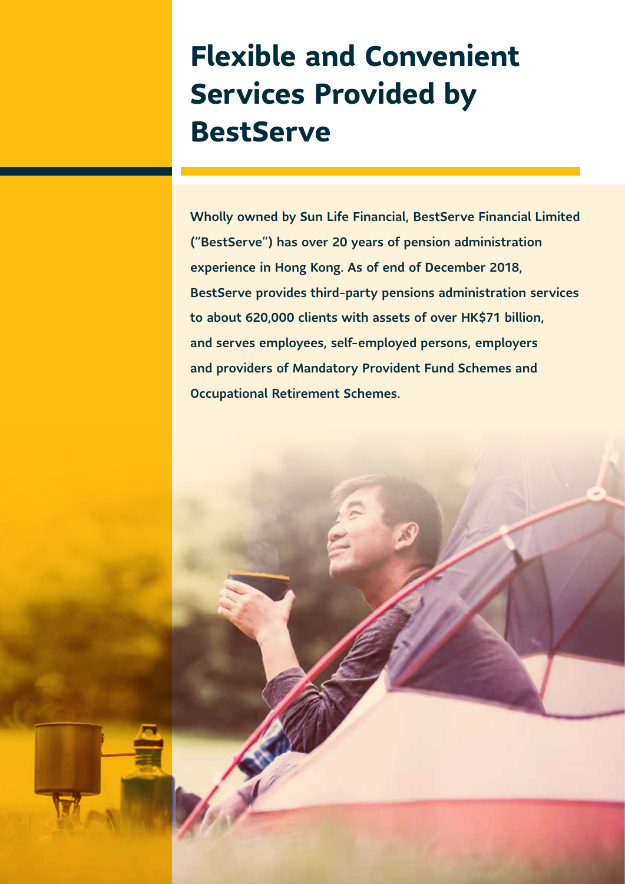# Flexible and Convenient Services Provided by BestServe

Wholly owned by Sun Life Financial, BestServe Financial Limited ("BestServe") has over 20 years of pension administration experience in Hong Kong. As of end of December 2018, BestServe provides third-party pensions administration services to about 620,000 clients with assets of over HK$71 billion, and serves employees, self-employed persons, employers and providers of Mandatory Provident Fund Schemes and Occupational Retirement Schemes.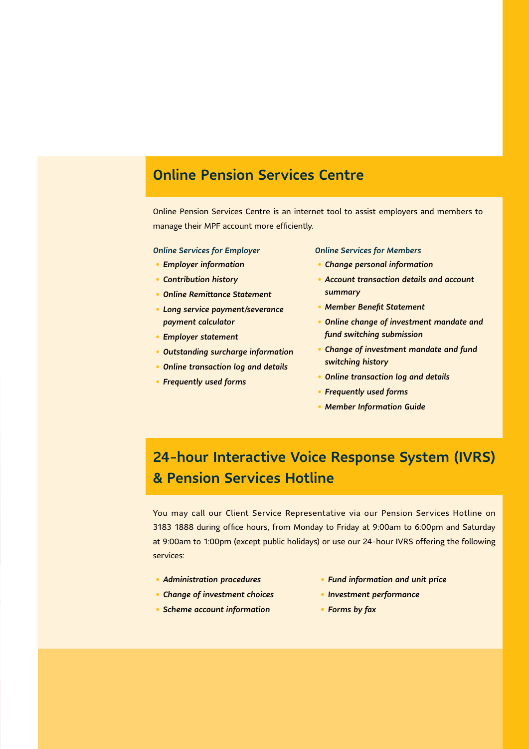## Online Pension Services Centre

Online Pension Services Centre is an internet tool to assist employers and members to manage their MPF account more efficiently.

*Online Services for Employer*

- ***Employer information***
- ***Contribution history***
- ***Online Remittance Statement***
- ***Long service payment/severance payment calculator***
- ***Employer statement***
- ***Outstanding surcharge information***
- ***Online transaction log and details***
- ***Frequently used forms***

*Online Services for Members*

- ***Change personal information***
- ***Account transaction details and account summary***
- ***Member Benefit Statement***
- ***Online change of investment mandate and fund switching submission***
- ***Change of investment mandate and fund switching history***
- ***Online transaction log and details***
- ***Frequently used forms***
- ***Member Information Guide***

## 24-hour Interactive Voice Response System (IVRS) & Pension Services Hotline

You may call our Client Service Representative via our Pension Services Hotline on 3183 1888 during office hours, from Monday to Friday at 9:00am to 6:00pm and Saturday at 9:00am to 1:00pm (except public holidays) or use our 24-hour IVRS offering the following services:

- ***Administration procedures***
- ***Change of investment choices***
- ***Scheme account information***
- ***Fund information and unit price***
- ***Investment performance***
- ***Forms by fax***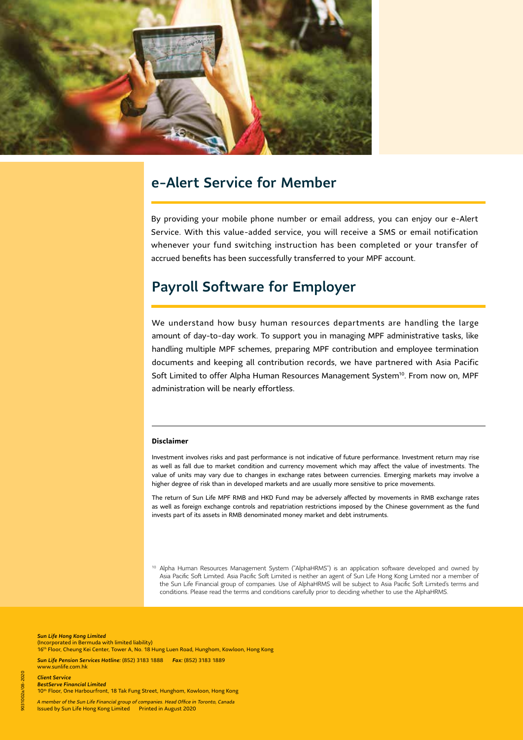## e-Alert Service for Member

By providing your mobile phone number or email address, you can enjoy our e-Alert Service. With this value-added service, you will receive a SMS or email notification whenever your fund switching instruction has been completed or your transfer of accrued benefits has been successfully transferred to your MPF account.

## Payroll Software for Employer

We understand how busy human resources departments are handling the large amount of day-to-day work. To support you in managing MPF administrative tasks, like handling multiple MPF schemes, preparing MPF contribution and employee termination documents and keeping all contribution records, we have partnered with Asia Pacific Soft Limited to offer Alpha Human Resources Management System[10]. From now on, MPF administration will be nearly effortless.

---

**Disclaimer**

Investment involves risks and past performance is not indicative of future performance. Investment return may rise as well as fall due to market condition and currency movement which may affect the value of investments. The value of units may vary due to changes in exchange rates between currencies. Emerging markets may involve a higher degree of risk than in developed markets and are usually more sensitive to price movements.

The return of Sun Life MPF RMB and HKD Fund may be adversely affected by movements in RMB exchange rates as well as foreign exchange controls and repatriation restrictions imposed by the Chinese government as the fund invests part of its assets in RMB denominated money market and debt instruments.

[10] Alpha Human Resources Management System ("AlphaHRMS") is an application software developed and owned by Asia Pacific Soft Limited. Asia Pacific Soft Limited is neither an agent of Sun Life Hong Kong Limited nor a member of the Sun Life Financial group of companies. Use of AlphaHRMS will be subject to Asia Pacific Soft Limited's terms and conditions. Please read the terms and conditions carefully prior to deciding whether to use the AlphaHRMS.

***Sun Life Hong Kong Limited***
(Incorporated in Bermuda with limited liability)
16th Floor, Cheung Kei Center, Tower A, No. 18 Hung Luen Road, Hunghom, Kowloon, Hong Kong

***Sun Life Pension Services Hotline:*** (852) 3183 1888 ***Fax:*** (852) 3183 1889
www.sunlife.com.hk

***Client Service***
***BestServe Financial Limited***
10th Floor, One Harbourfront, 18 Tak Fung Street, Hunghom, Kowloon, Hong Kong

*A member of the Sun Life Financial group of companies. Head Office in Toronto, Canada*
Issued by Sun Life Hong Kong Limited Printed in August 2020

9031002a/08-2020